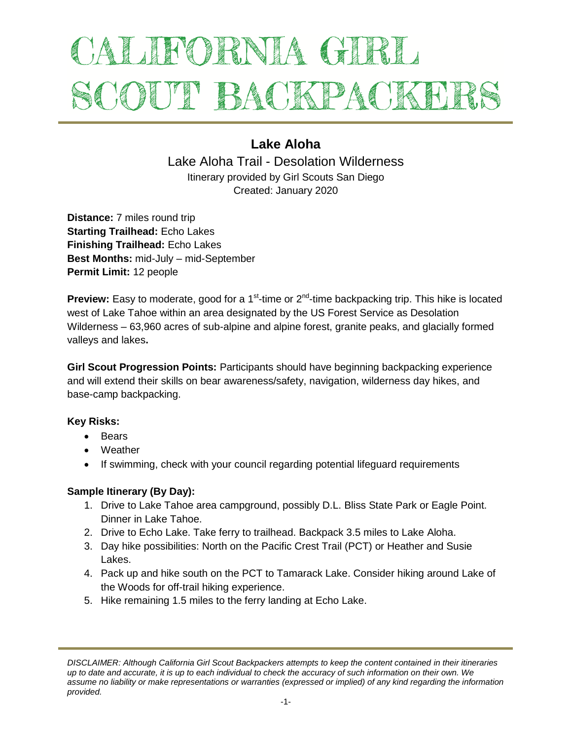# CALIFORNIA GIRL SCOUT BACKPACKERS

## Lake Aloha

Lake Aloha Trail - Desolation Wilderness

Itinerary provided by Girl Scouts San Diego

Created: January 2020

**Distance:** 7 miles round trip
**Starting Trailhead:** Echo Lakes
**Finishing Trailhead:** Echo Lakes
**Best Months:** mid-July – mid-September
**Permit Limit:** 12 people

**Preview:** Easy to moderate, good for a 1st-time or 2nd-time backpacking trip. This hike is located west of Lake Tahoe within an area designated by the US Forest Service as Desolation Wilderness – 63,960 acres of sub-alpine and alpine forest, granite peaks, and glacially formed valleys and lakes**.**

**Girl Scout Progression Points:** Participants should have beginning backpacking experience and will extend their skills on bear awareness/safety, navigation, wilderness day hikes, and base-camp backpacking.

**Key Risks:**

- Bears
- Weather
- If swimming, check with your council regarding potential lifeguard requirements

**Sample Itinerary (By Day):**

1. Drive to Lake Tahoe area campground, possibly D.L. Bliss State Park or Eagle Point. Dinner in Lake Tahoe.
2. Drive to Echo Lake. Take ferry to trailhead. Backpack 3.5 miles to Lake Aloha.
3. Day hike possibilities: North on the Pacific Crest Trail (PCT) or Heather and Susie Lakes.
4. Pack up and hike south on the PCT to Tamarack Lake. Consider hiking around Lake of the Woods for off-trail hiking experience.
5. Hike remaining 1.5 miles to the ferry landing at Echo Lake.

*DISCLAIMER: Although California Girl Scout Backpackers attempts to keep the content contained in their itineraries up to date and accurate, it is up to each individual to check the accuracy of such information on their own. We assume no liability or make representations or warranties (expressed or implied) of any kind regarding the information provided.*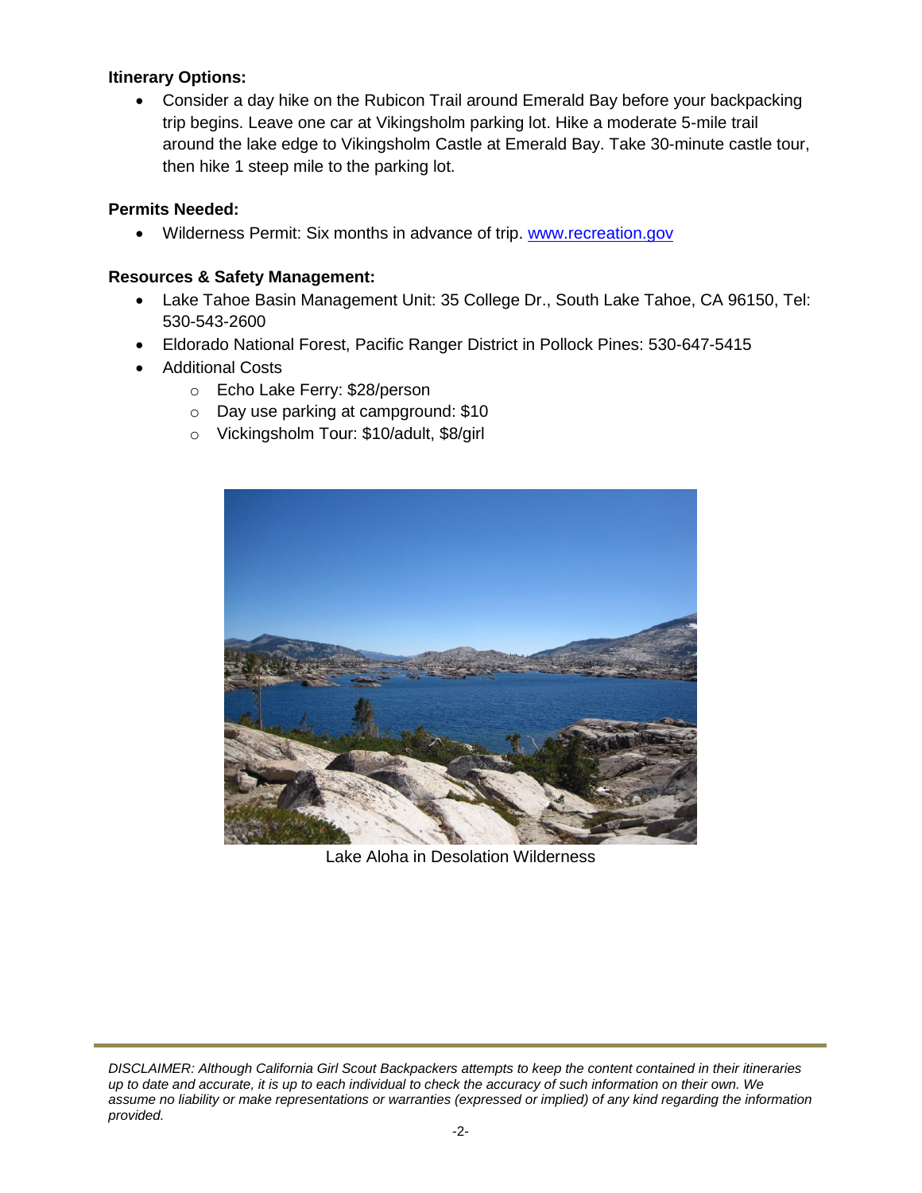**Itinerary Options:**

- Consider a day hike on the Rubicon Trail around Emerald Bay before your backpacking trip begins. Leave one car at Vikingsholm parking lot. Hike a moderate 5-mile trail around the lake edge to Vikingsholm Castle at Emerald Bay. Take 30-minute castle tour, then hike 1 steep mile to the parking lot.

**Permits Needed:**

- Wilderness Permit: Six months in advance of trip. [www.recreation.gov](http://www.recreation.gov)

**Resources & Safety Management:**

- Lake Tahoe Basin Management Unit: 35 College Dr., South Lake Tahoe, CA 96150, Tel: 530-543-2600
- Eldorado National Forest, Pacific Ranger District in Pollock Pines: 530-647-5415
- Additional Costs
  - Echo Lake Ferry: $28/person
  - Day use parking at campground: $10
  - Vickingsholm Tour: $10/adult, $8/girl

Lake Aloha in Desolation Wilderness

*DISCLAIMER: Although California Girl Scout Backpackers attempts to keep the content contained in their itineraries up to date and accurate, it is up to each individual to check the accuracy of such information on their own. We assume no liability or make representations or warranties (expressed or implied) of any kind regarding the information provided.*